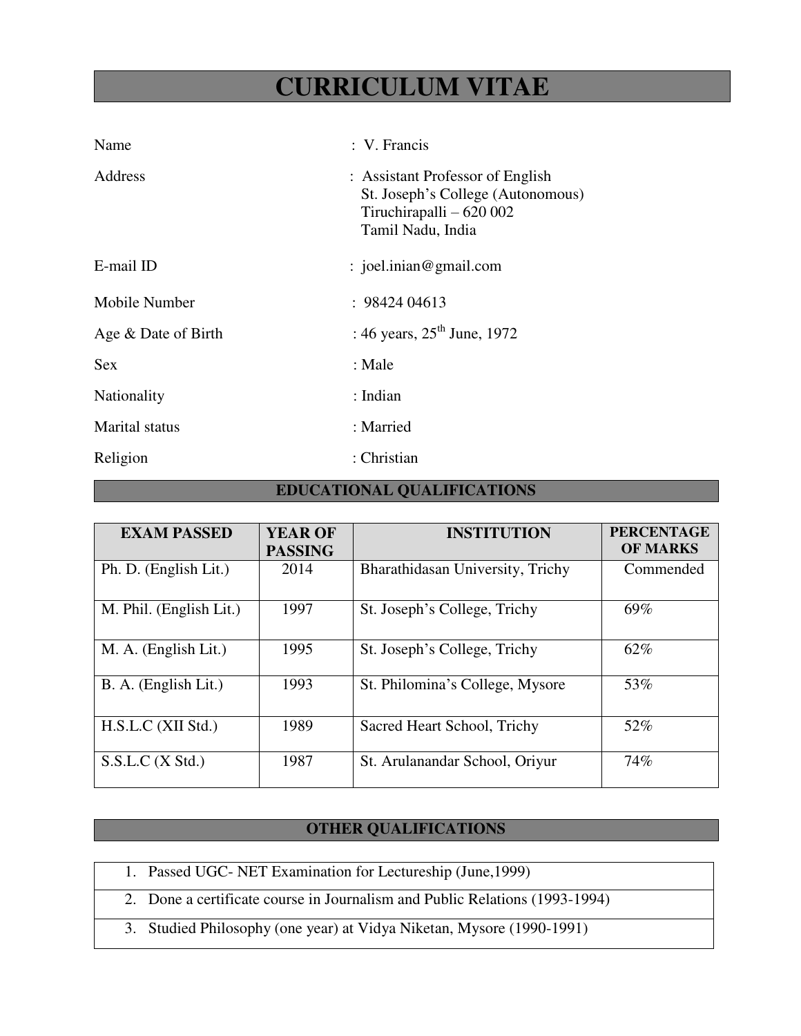# CURRICULUM VITAE

| | |
|---|---|
| Name | : V. Francis |
| Address | : Assistant Professor of English<br>St. Joseph's College (Autonomous)<br>Tiruchirapalli – 620 002<br>Tamil Nadu, India |
| E-mail ID | : joel.inian@gmail.com |
| Mobile Number | : 98424 04613 |
| Age & Date of Birth | : 46 years, 25th June, 1972 |
| Sex | : Male |
| Nationality | : Indian |
| Marital status | : Married |
| Religion | : Christian |

## EDUCATIONAL QUALIFICATIONS

| EXAM PASSED | YEAR OF PASSING | INSTITUTION | PERCENTAGE OF MARKS |
|---|---|---|---|
| Ph. D. (English Lit.) | 2014 | Bharathidasan University, Trichy | Commended |
| M. Phil. (English Lit.) | 1997 | St. Joseph's College, Trichy | 69% |
| M. A. (English Lit.) | 1995 | St. Joseph's College, Trichy | 62% |
| B. A. (English Lit.) | 1993 | St. Philomina's College, Mysore | 53% |
| H.S.L.C (XII Std.) | 1989 | Sacred Heart School, Trichy | 52% |
| S.S.L.C (X Std.) | 1987 | St. Arulanandar School, Oriyur | 74% |

## OTHER QUALIFICATIONS

1. Passed UGC- NET Examination for Lectureship (June,1999)
2. Done a certificate course in Journalism and Public Relations (1993-1994)
3. Studied Philosophy (one year) at Vidya Niketan, Mysore (1990-1991)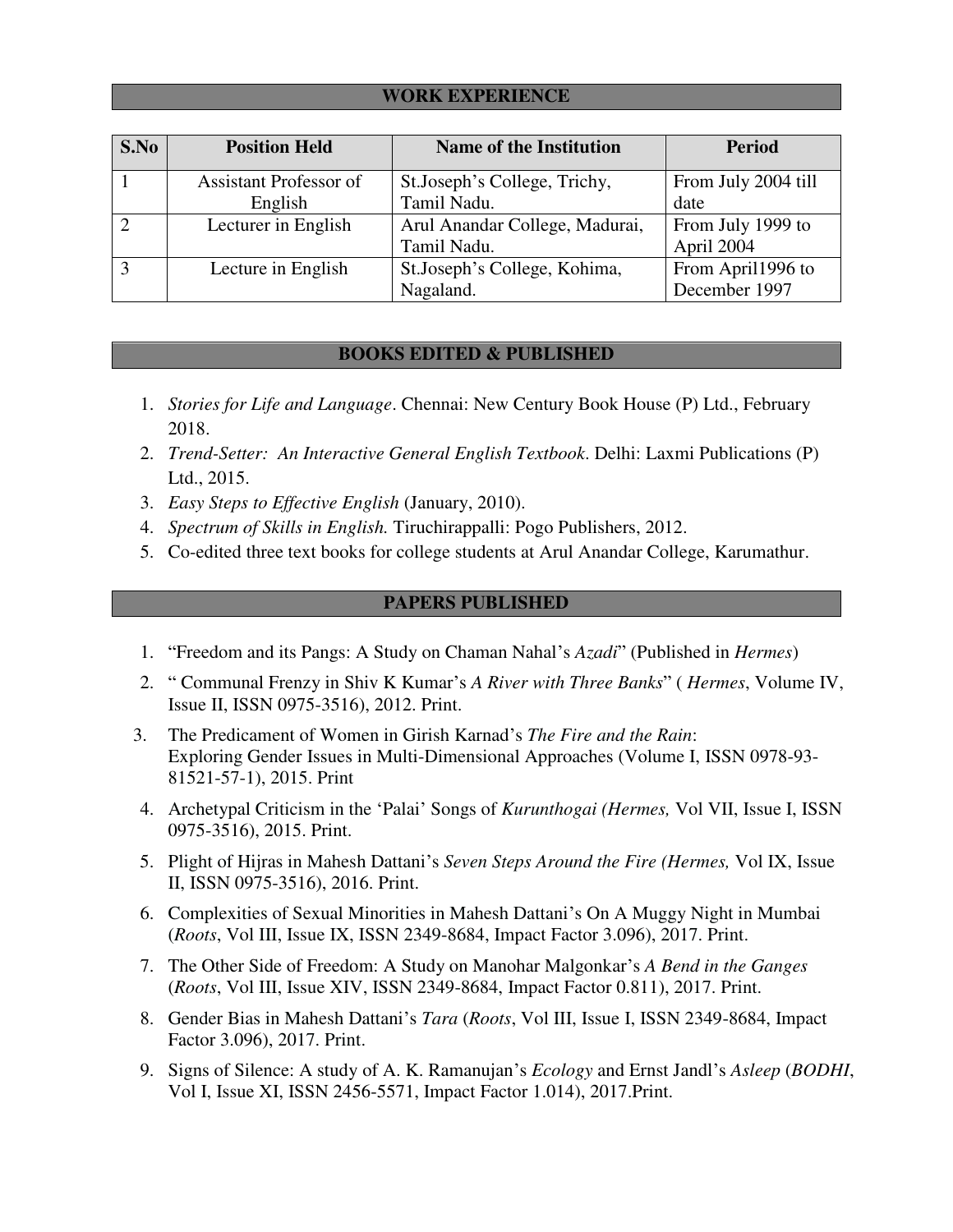## WORK EXPERIENCE

| S.No | Position Held | Name of the Institution | Period |
|---|---|---|---|
| 1 | Assistant Professor of English | St.Joseph's College, Trichy, Tamil Nadu. | From July 2004 till date |
| 2 | Lecturer in English | Arul Anandar College, Madurai, Tamil Nadu. | From July 1999 to April 2004 |
| 3 | Lecture in English | St.Joseph's College, Kohima, Nagaland. | From April1996 to December 1997 |

## BOOKS EDITED & PUBLISHED

1. *Stories for Life and Language*. Chennai: New Century Book House (P) Ltd., February 2018.
2. *Trend-Setter: An Interactive General English Textbook*. Delhi: Laxmi Publications (P) Ltd., 2015.
3. *Easy Steps to Effective English* (January, 2010).
4. *Spectrum of Skills in English.* Tiruchirappalli: Pogo Publishers, 2012.
5. Co-edited three text books for college students at Arul Anandar College, Karumathur.

## PAPERS PUBLISHED

1. "Freedom and its Pangs: A Study on Chaman Nahal's *Azadi*" (Published in *Hermes*)
2. " Communal Frenzy in Shiv K Kumar's *A River with Three Banks*" ( *Hermes*, Volume IV, Issue II, ISSN 0975-3516), 2012. Print.
3. The Predicament of Women in Girish Karnad's *The Fire and the Rain*: Exploring Gender Issues in Multi-Dimensional Approaches (Volume I, ISSN 0978-93-81521-57-1), 2015. Print
4. Archetypal Criticism in the 'Palai' Songs of *Kurunthogai (Hermes,* Vol VII, Issue I, ISSN 0975-3516), 2015. Print.
5. Plight of Hijras in Mahesh Dattani's *Seven Steps Around the Fire (Hermes,* Vol IX, Issue II, ISSN 0975-3516), 2016. Print.
6. Complexities of Sexual Minorities in Mahesh Dattani's On A Muggy Night in Mumbai (*Roots*, Vol III, Issue IX, ISSN 2349-8684, Impact Factor 3.096), 2017. Print.
7. The Other Side of Freedom: A Study on Manohar Malgonkar's *A Bend in the Ganges* (*Roots*, Vol III, Issue XIV, ISSN 2349-8684, Impact Factor 0.811), 2017. Print.
8. Gender Bias in Mahesh Dattani's *Tara* (*Roots*, Vol III, Issue I, ISSN 2349-8684, Impact Factor 3.096), 2017. Print.
9. Signs of Silence: A study of A. K. Ramanujan's *Ecology* and Ernst Jandl's *Asleep* (*BODHI*, Vol I, Issue XI, ISSN 2456-5571, Impact Factor 1.014), 2017.Print.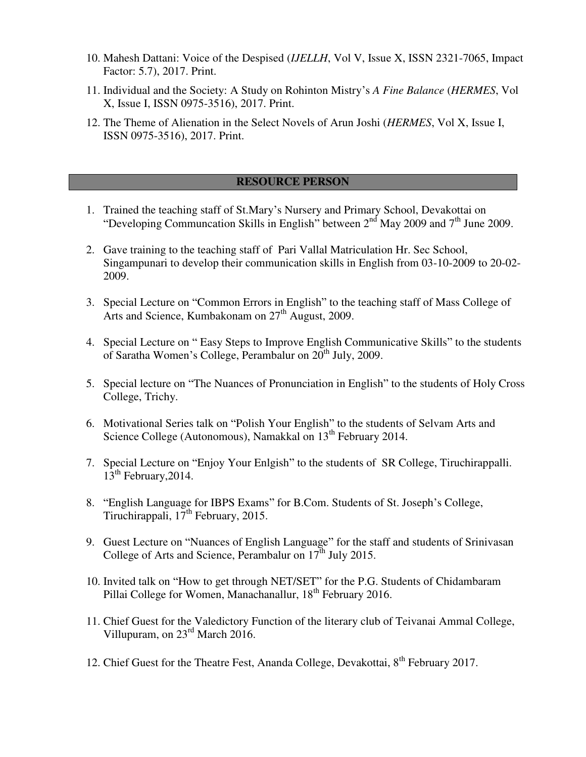10. Mahesh Dattani: Voice of the Despised (*IJELLH*, Vol V, Issue X, ISSN 2321-7065, Impact Factor: 5.7), 2017. Print.
11. Individual and the Society: A Study on Rohinton Mistry's *A Fine Balance* (*HERMES*, Vol X, Issue I, ISSN 0975-3516), 2017. Print.
12. The Theme of Alienation in the Select Novels of Arun Joshi (*HERMES*, Vol X, Issue I, ISSN 0975-3516), 2017. Print.

## RESOURCE PERSON

1. Trained the teaching staff of St.Mary's Nursery and Primary School, Devakottai on "Developing Communcation Skills in English" between 2nd May 2009 and 7th June 2009.
2. Gave training to the teaching staff of Pari Vallal Matriculation Hr. Sec School, Singampunari to develop their communication skills in English from 03-10-2009 to 20-02-2009.
3. Special Lecture on "Common Errors in English" to the teaching staff of Mass College of Arts and Science, Kumbakonam on 27th August, 2009.
4. Special Lecture on " Easy Steps to Improve English Communicative Skills" to the students of Saratha Women's College, Perambalur on 20th July, 2009.
5. Special lecture on "The Nuances of Pronunciation in English" to the students of Holy Cross College, Trichy.
6. Motivational Series talk on "Polish Your English" to the students of Selvam Arts and Science College (Autonomous), Namakkal on 13th February 2014.
7. Special Lecture on "Enjoy Your Enlgish" to the students of SR College, Tiruchirappalli. 13th February,2014.
8. "English Language for IBPS Exams" for B.Com. Students of St. Joseph's College, Tiruchirappali, 17th February, 2015.
9. Guest Lecture on "Nuances of English Language" for the staff and students of Srinivasan College of Arts and Science, Perambalur on 17th July 2015.
10. Invited talk on "How to get through NET/SET" for the P.G. Students of Chidambaram Pillai College for Women, Manachanallur, 18th February 2016.
11. Chief Guest for the Valedictory Function of the literary club of Teivanai Ammal College, Villupuram, on 23rd March 2016.
12. Chief Guest for the Theatre Fest, Ananda College, Devakottai, 8th February 2017.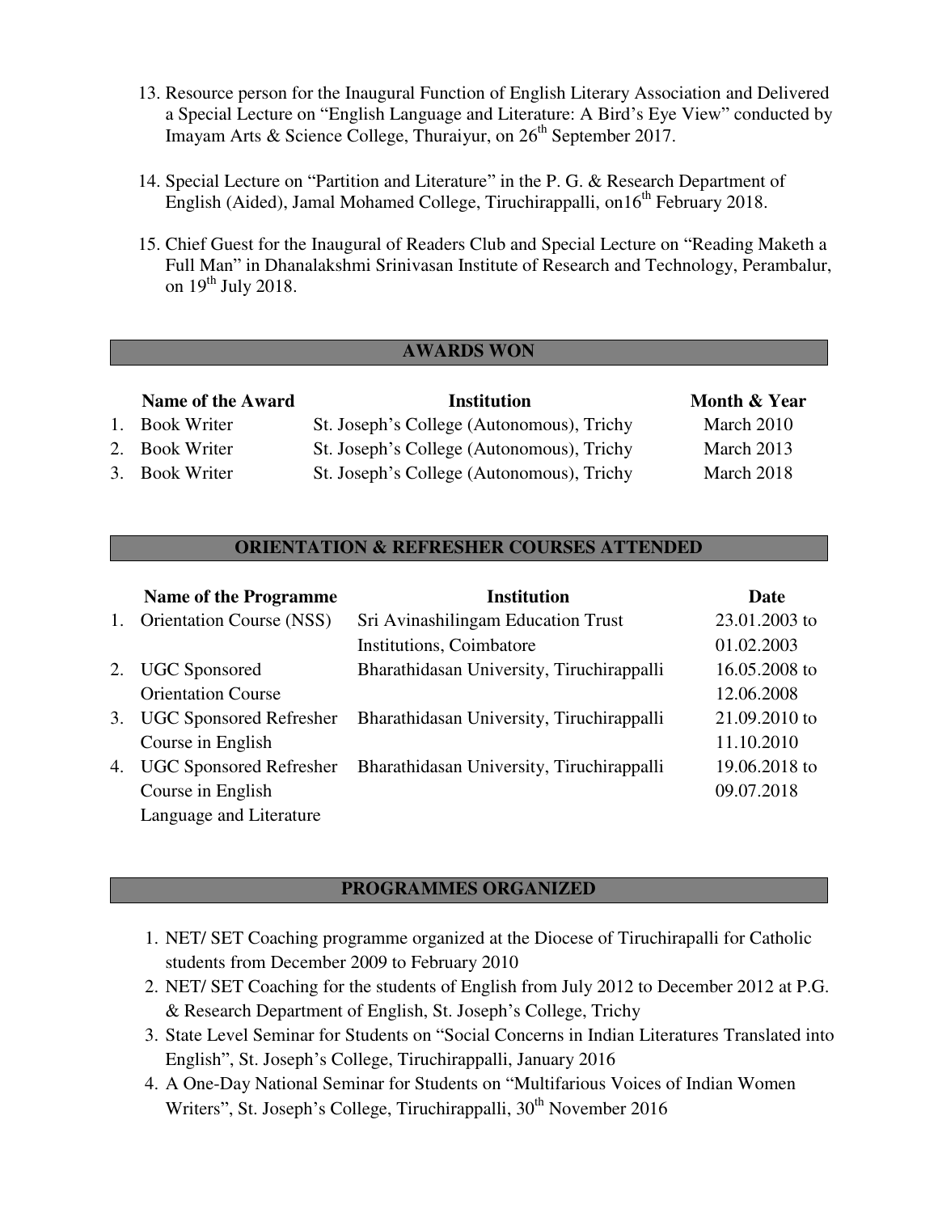13. Resource person for the Inaugural Function of English Literary Association and Delivered a Special Lecture on "English Language and Literature: A Bird's Eye View" conducted by Imayam Arts & Science College, Thuraiyur, on 26th September 2017.

14. Special Lecture on "Partition and Literature" in the P. G. & Research Department of English (Aided), Jamal Mohamed College, Tiruchirappalli, on16th February 2018.

15. Chief Guest for the Inaugural of Readers Club and Special Lecture on "Reading Maketh a Full Man" in Dhanalakshmi Srinivasan Institute of Research and Technology, Perambalur, on 19th July 2018.

## AWARDS WON

| | Name of the Award | Institution | Month & Year |
|---|---|---|---|
| 1. | Book Writer | St. Joseph's College (Autonomous), Trichy | March 2010 |
| 2. | Book Writer | St. Joseph's College (Autonomous), Trichy | March 2013 |
| 3. | Book Writer | St. Joseph's College (Autonomous), Trichy | March 2018 |

## ORIENTATION & REFRESHER COURSES ATTENDED

| | Name of the Programme | Institution | Date |
|---|---|---|---|
| 1. | Orientation Course (NSS) | Sri Avinashilingam Education Trust Institutions, Coimbatore | 23.01.2003 to 01.02.2003 |
| 2. | UGC Sponsored Orientation Course | Bharathidasan University, Tiruchirappalli | 16.05.2008 to 12.06.2008 |
| 3. | UGC Sponsored Refresher Course in English | Bharathidasan University, Tiruchirappalli | 21.09.2010 to 11.10.2010 |
| 4. | UGC Sponsored Refresher Course in English Language and Literature | Bharathidasan University, Tiruchirappalli | 19.06.2018 to 09.07.2018 |

## PROGRAMMES ORGANIZED

1. NET/ SET Coaching programme organized at the Diocese of Tiruchirapalli for Catholic students from December 2009 to February 2010
2. NET/ SET Coaching for the students of English from July 2012 to December 2012 at P.G. & Research Department of English, St. Joseph's College, Trichy
3. State Level Seminar for Students on "Social Concerns in Indian Literatures Translated into English", St. Joseph's College, Tiruchirappalli, January 2016
4. A One-Day National Seminar for Students on "Multifarious Voices of Indian Women Writers", St. Joseph's College, Tiruchirappalli, 30th November 2016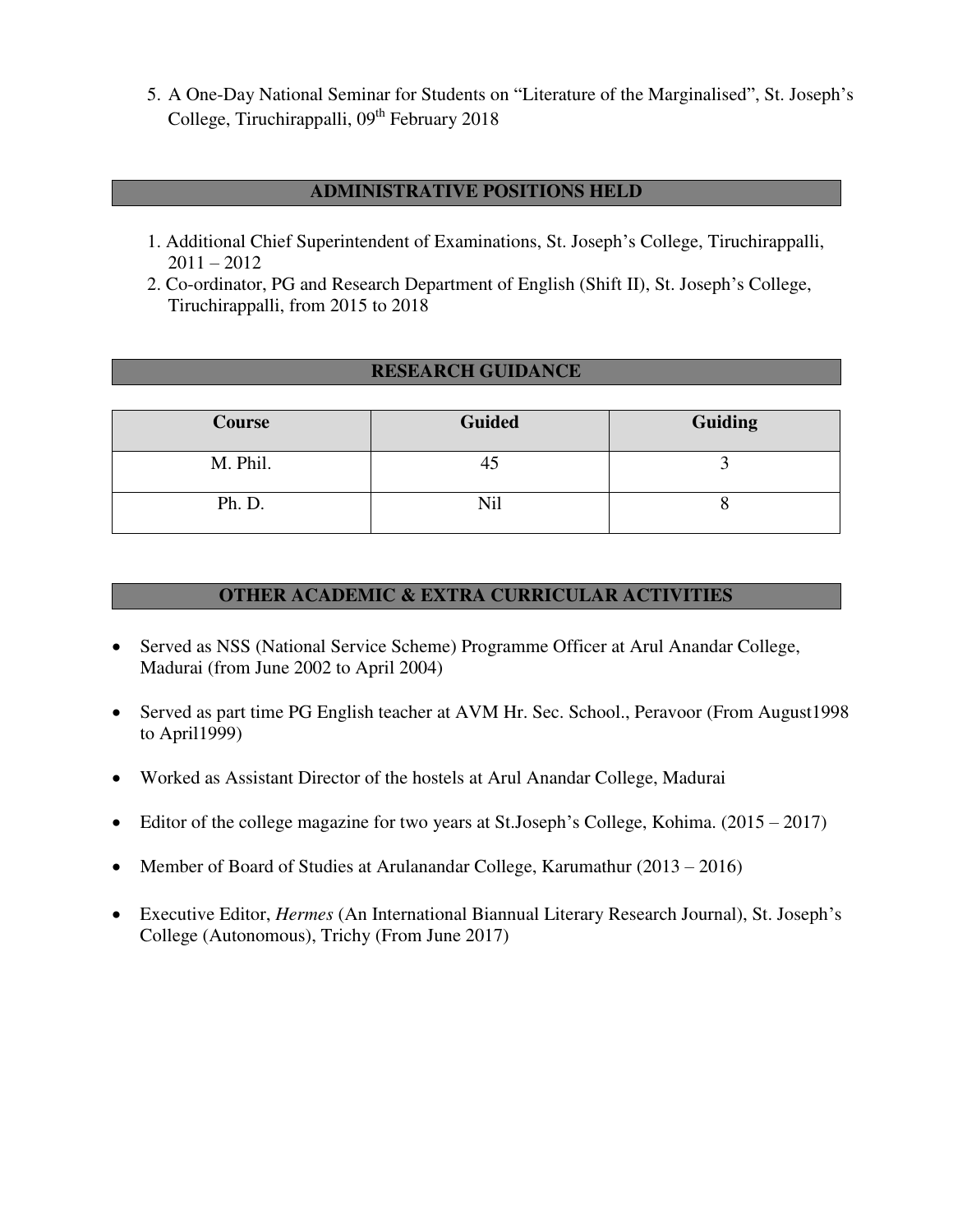5. A One-Day National Seminar for Students on "Literature of the Marginalised", St. Joseph's College, Tiruchirappalli, 09th February 2018

## ADMINISTRATIVE POSITIONS HELD

1. Additional Chief Superintendent of Examinations, St. Joseph's College, Tiruchirappalli, 2011 – 2012
2. Co-ordinator, PG and Research Department of English (Shift II), St. Joseph's College, Tiruchirappalli, from 2015 to 2018

## RESEARCH GUIDANCE

| Course | Guided | Guiding |
| --- | --- | --- |
| M. Phil. | 45 | 3 |
| Ph. D. | Nil | 8 |

## OTHER ACADEMIC & EXTRA CURRICULAR ACTIVITIES

- Served as NSS (National Service Scheme) Programme Officer at Arul Anandar College, Madurai (from June 2002 to April 2004)
- Served as part time PG English teacher at AVM Hr. Sec. School., Peravoor (From August1998 to April1999)
- Worked as Assistant Director of the hostels at Arul Anandar College, Madurai
- Editor of the college magazine for two years at St.Joseph's College, Kohima. (2015 – 2017)
- Member of Board of Studies at Arulanandar College, Karumathur (2013 – 2016)
- Executive Editor, *Hermes* (An International Biannual Literary Research Journal), St. Joseph's College (Autonomous), Trichy (From June 2017)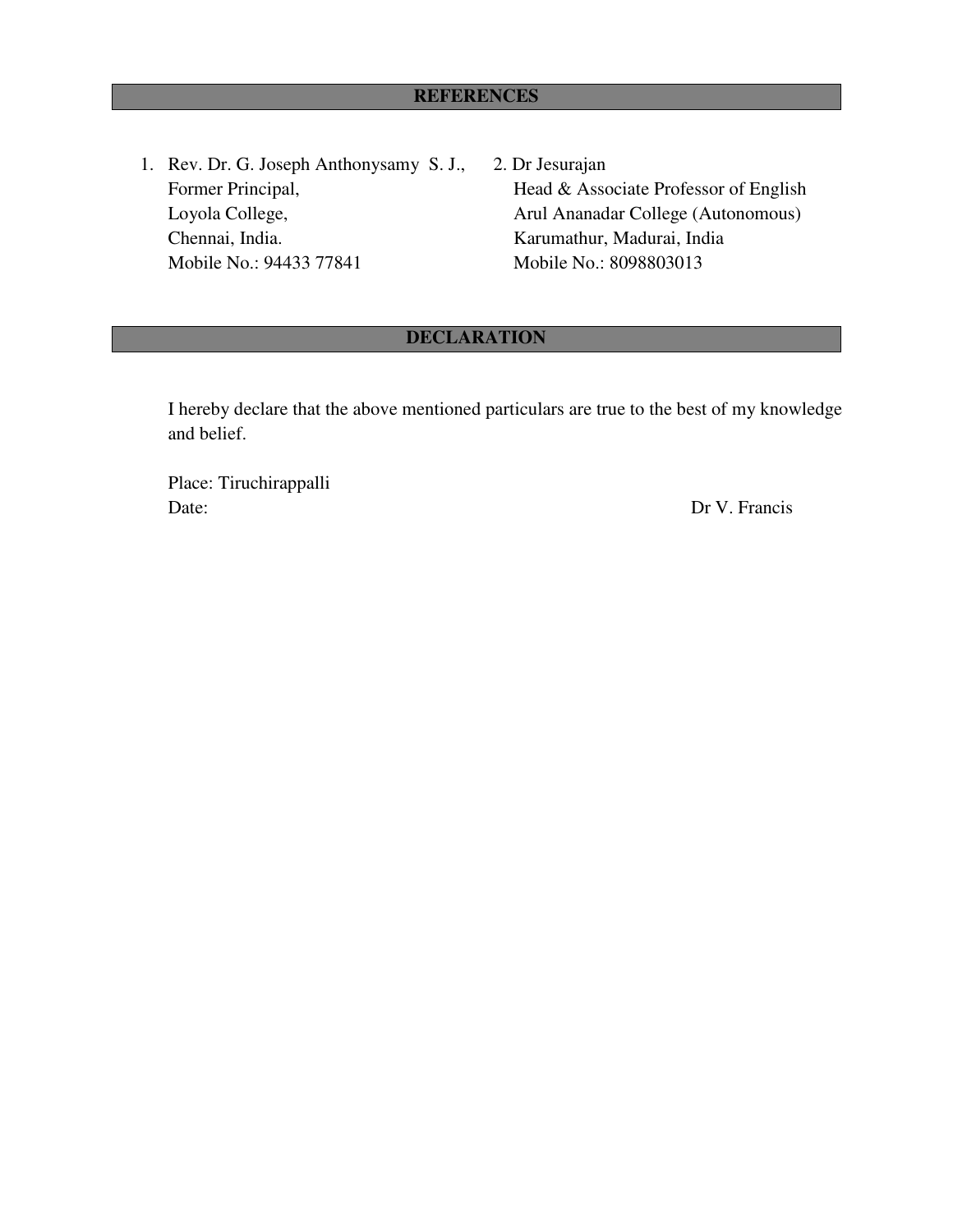## REFERENCES

1. Rev. Dr. G. Joseph Anthonysamy S. J.,
   Former Principal,
   Loyola College,
   Chennai, India.
   Mobile No.: 94433 77841

2. Dr Jesurajan
   Head & Associate Professor of English
   Arul Ananadar College (Autonomous)
   Karumathur, Madurai, India
   Mobile No.: 8098803013

## DECLARATION

I hereby declare that the above mentioned particulars are true to the best of my knowledge and belief.

Place: Tiruchirappalli
Date:

Dr V. Francis